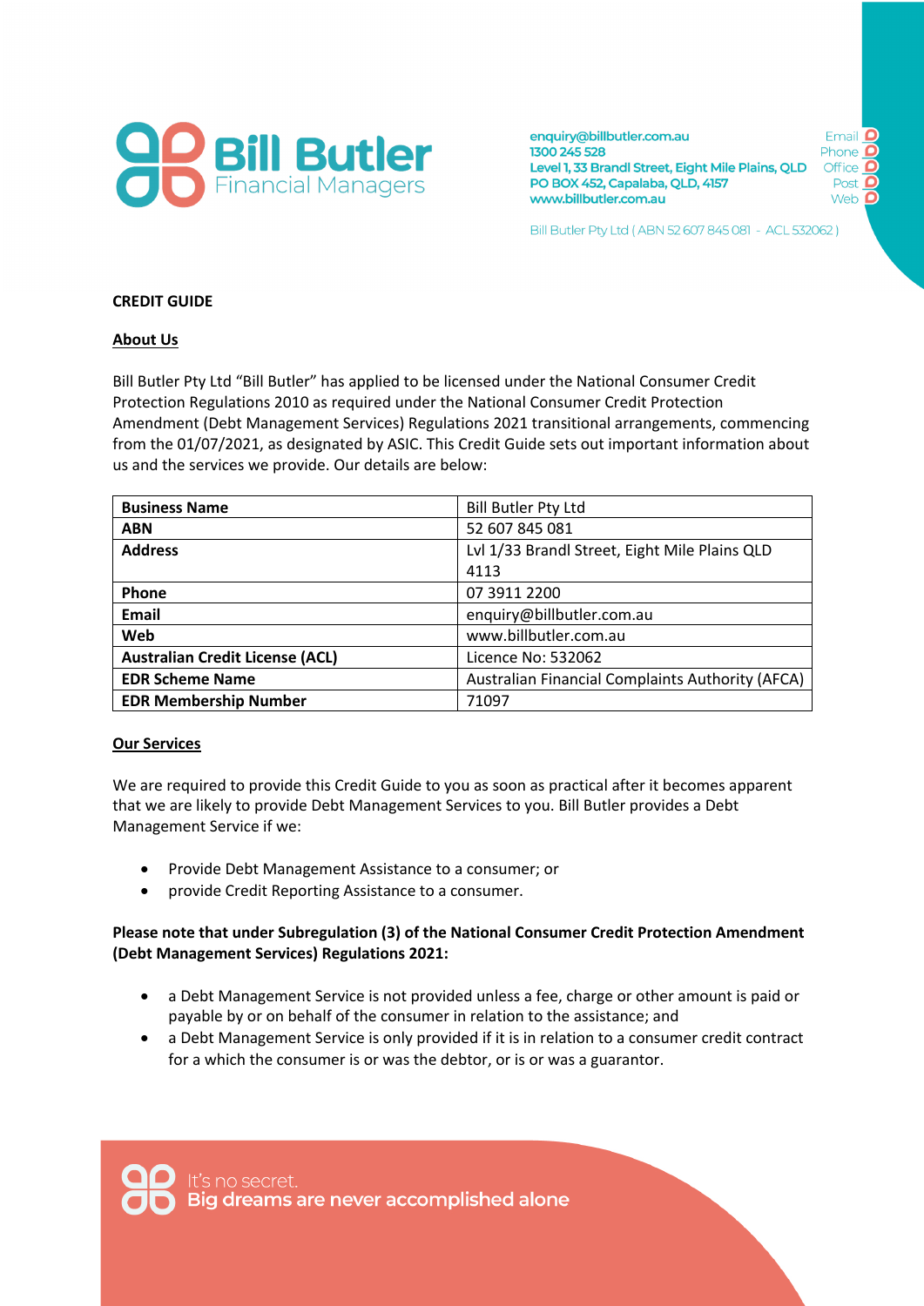**CREDIT GUIDE**

**About Us**

Bill Butler Pty Ltd "Bill Butler" has applied to be licensed under the National Consumer Credit Protection Regulations 2010 as required under the National Consumer Credit Protection Amendment (Debt Management Services) Regulations 2021 transitional arrangements, commencing from the 01/07/2021, as designated by ASIC. This Credit Guide sets out important information about us and the services we provide. Our details are below:

| **Business Name** | Bill Butler Pty Ltd |
| --- | --- |
| **ABN** | 52 607 845 081 |
| **Address** | Lvl 1/33 Brandl Street, Eight Mile Plains QLD 4113 |
| **Phone** | 07 3911 2200 |
| **Email** | enquiry@billbutler.com.au |
| **Web** | www.billbutler.com.au |
| **Australian Credit License (ACL)** | Licence No: 532062 |
| **EDR Scheme Name** | Australian Financial Complaints Authority (AFCA) |
| **EDR Membership Number** | 71097 |

**Our Services**

We are required to provide this Credit Guide to you as soon as practical after it becomes apparent that we are likely to provide Debt Management Services to you. Bill Butler provides a Debt Management Service if we:

- Provide Debt Management Assistance to a consumer; or
- provide Credit Reporting Assistance to a consumer.

**Please note that under Subregulation (3) of the National Consumer Credit Protection Amendment (Debt Management Services) Regulations 2021:**

- a Debt Management Service is not provided unless a fee, charge or other amount is paid or payable by or on behalf of the consumer in relation to the assistance; and
- a Debt Management Service is only provided if it is in relation to a consumer credit contract for a which the consumer is or was the debtor, or is or was a guarantor.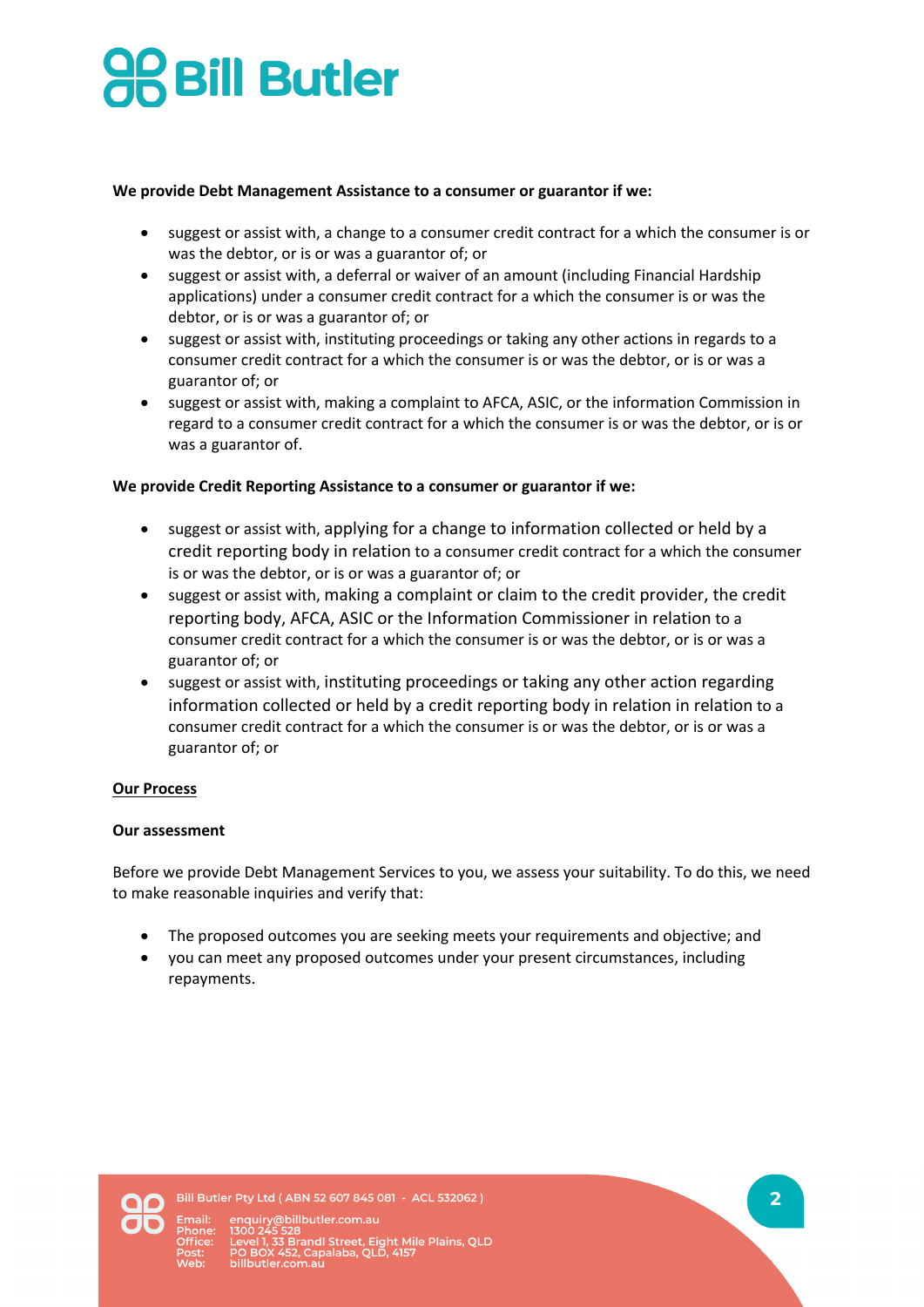**We provide Debt Management Assistance to a consumer or guarantor if we:**

- suggest or assist with, a change to a consumer credit contract for a which the consumer is or was the debtor, or is or was a guarantor of; or
- suggest or assist with, a deferral or waiver of an amount (including Financial Hardship applications) under a consumer credit contract for a which the consumer is or was the debtor, or is or was a guarantor of; or
- suggest or assist with, instituting proceedings or taking any other actions in regards to a consumer credit contract for a which the consumer is or was the debtor, or is or was a guarantor of; or
- suggest or assist with, making a complaint to AFCA, ASIC, or the information Commission in regard to a consumer credit contract for a which the consumer is or was the debtor, or is or was a guarantor of.

**We provide Credit Reporting Assistance to a consumer or guarantor if we:**

- suggest or assist with, applying for a change to information collected or held by a credit reporting body in relation to a consumer credit contract for a which the consumer is or was the debtor, or is or was a guarantor of; or
- suggest or assist with, making a complaint or claim to the credit provider, the credit reporting body, AFCA, ASIC or the Information Commissioner in relation to a consumer credit contract for a which the consumer is or was the debtor, or is or was a guarantor of; or
- suggest or assist with, instituting proceedings or taking any other action regarding information collected or held by a credit reporting body in relation in relation to a consumer credit contract for a which the consumer is or was the debtor, or is or was a guarantor of; or

**Our Process**

**Our assessment**

Before we provide Debt Management Services to you, we assess your suitability. To do this, we need to make reasonable inquiries and verify that:

- The proposed outcomes you are seeking meets your requirements and objective; and
- you can meet any proposed outcomes under your present circumstances, including repayments.

Bill Butler Pty Ltd ( ABN 52 607 845 081 - ACL 532062 )

Email: enquiry@billbutler.com.au
Phone: 1300 245 528
Office: Level 1, 33 Brandl Street, Eight Mile Plains, QLD
Post: PO BOX 452, Capalaba, QLD, 4157
Web: billbutler.com.au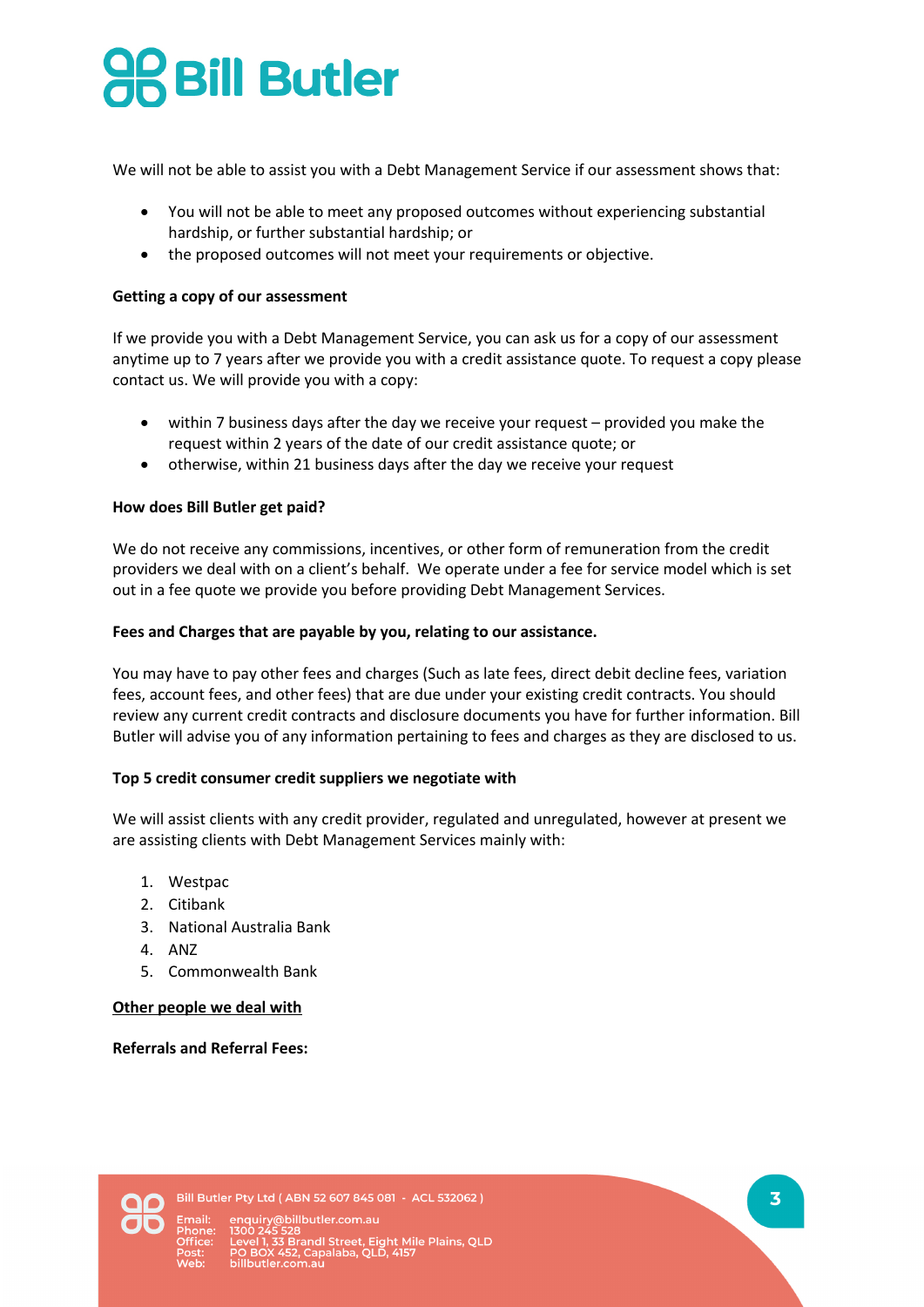We will not be able to assist you with a Debt Management Service if our assessment shows that:

- You will not be able to meet any proposed outcomes without experiencing substantial hardship, or further substantial hardship; or
- the proposed outcomes will not meet your requirements or objective.

**Getting a copy of our assessment**

If we provide you with a Debt Management Service, you can ask us for a copy of our assessment anytime up to 7 years after we provide you with a credit assistance quote. To request a copy please contact us. We will provide you with a copy:

- within 7 business days after the day we receive your request – provided you make the request within 2 years of the date of our credit assistance quote; or
- otherwise, within 21 business days after the day we receive your request

**How does Bill Butler get paid?**

We do not receive any commissions, incentives, or other form of remuneration from the credit providers we deal with on a client's behalf. We operate under a fee for service model which is set out in a fee quote we provide you before providing Debt Management Services.

**Fees and Charges that are payable by you, relating to our assistance.**

You may have to pay other fees and charges (Such as late fees, direct debit decline fees, variation fees, account fees, and other fees) that are due under your existing credit contracts. You should review any current credit contracts and disclosure documents you have for further information. Bill Butler will advise you of any information pertaining to fees and charges as they are disclosed to us.

**Top 5 credit consumer credit suppliers we negotiate with**

We will assist clients with any credit provider, regulated and unregulated, however at present we are assisting clients with Debt Management Services mainly with:

1. Westpac
2. Citibank
3. National Australia Bank
4. ANZ
5. Commonwealth Bank

**<u>Other people we deal with</u>**

**Referrals and Referral Fees:**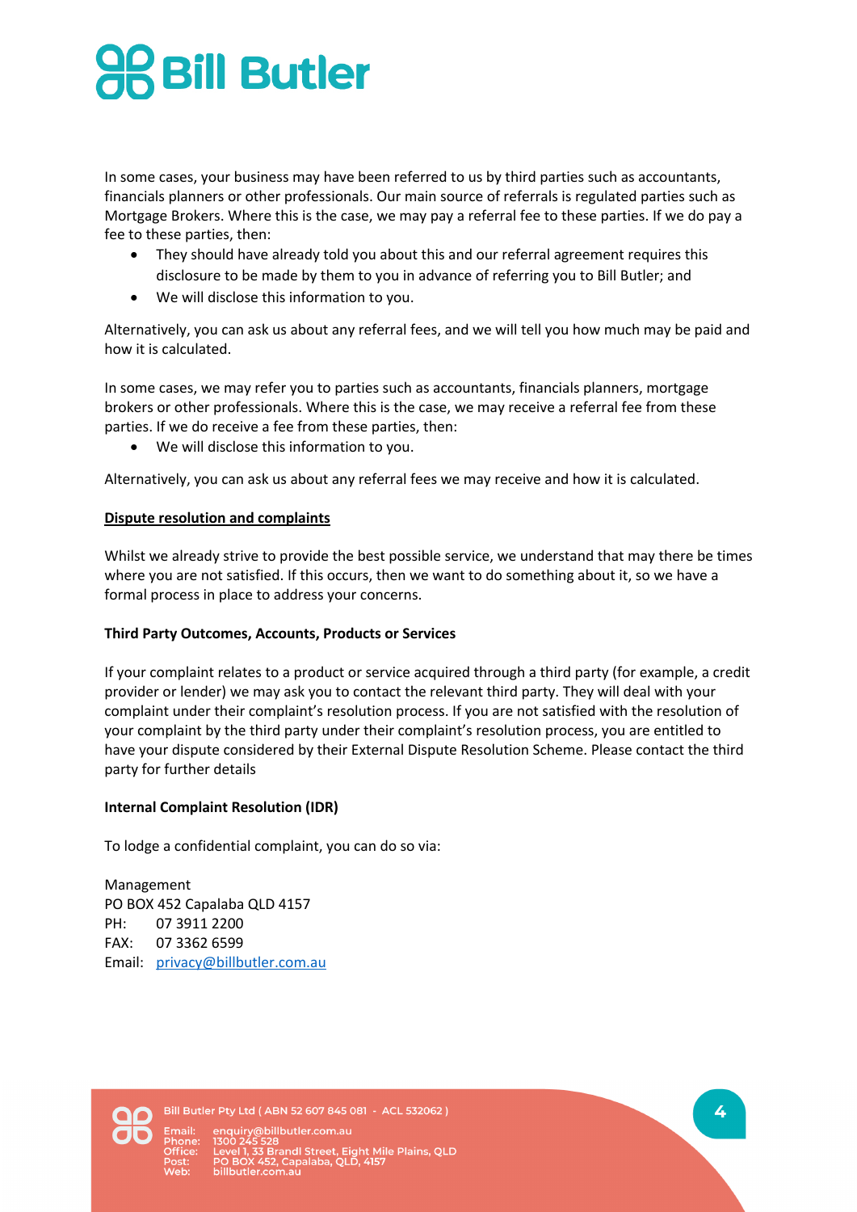In some cases, your business may have been referred to us by third parties such as accountants, financials planners or other professionals. Our main source of referrals is regulated parties such as Mortgage Brokers. Where this is the case, we may pay a referral fee to these parties. If we do pay a fee to these parties, then:

- They should have already told you about this and our referral agreement requires this disclosure to be made by them to you in advance of referring you to Bill Butler; and
- We will disclose this information to you.

Alternatively, you can ask us about any referral fees, and we will tell you how much may be paid and how it is calculated.

In some cases, we may refer you to parties such as accountants, financials planners, mortgage brokers or other professionals. Where this is the case, we may receive a referral fee from these parties. If we do receive a fee from these parties, then:

- We will disclose this information to you.

Alternatively, you can ask us about any referral fees we may receive and how it is calculated.

**<u>Dispute resolution and complaints</u>**

Whilst we already strive to provide the best possible service, we understand that may there be times where you are not satisfied. If this occurs, then we want to do something about it, so we have a formal process in place to address your concerns.

**Third Party Outcomes, Accounts, Products or Services**

If your complaint relates to a product or service acquired through a third party (for example, a credit provider or lender) we may ask you to contact the relevant third party. They will deal with your complaint under their complaint's resolution process. If you are not satisfied with the resolution of your complaint by the third party under their complaint's resolution process, you are entitled to have your dispute considered by their External Dispute Resolution Scheme. Please contact the third party for further details

**Internal Complaint Resolution (IDR)**

To lodge a confidential complaint, you can do so via:

Management
PO BOX 452 Capalaba QLD 4157
PH: 07 3911 2200
FAX: 07 3362 6599
Email: privacy@billbutler.com.au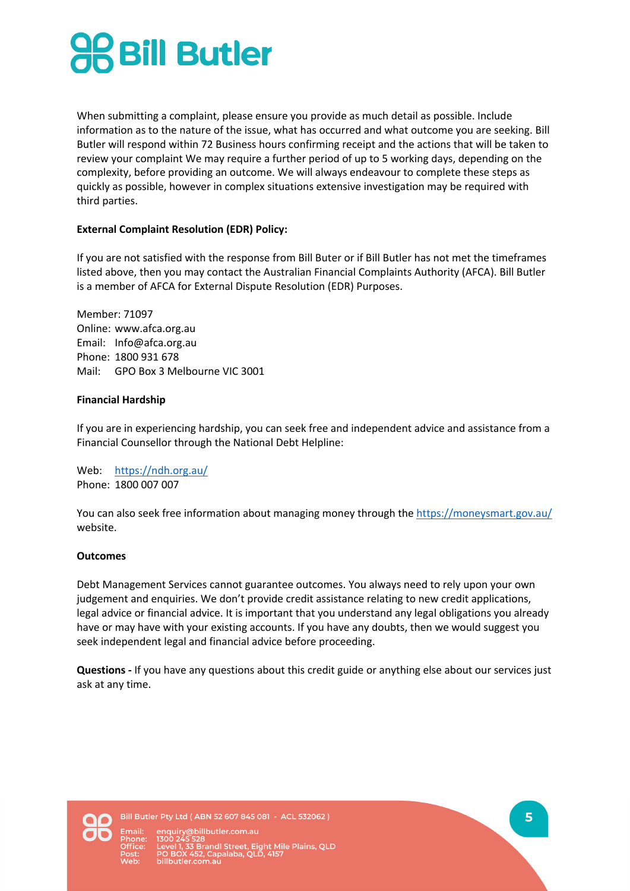When submitting a complaint, please ensure you provide as much detail as possible. Include information as to the nature of the issue, what has occurred and what outcome you are seeking. Bill Butler will respond within 72 Business hours confirming receipt and the actions that will be taken to review your complaint We may require a further period of up to 5 working days, depending on the complexity, before providing an outcome. We will always endeavour to complete these steps as quickly as possible, however in complex situations extensive investigation may be required with third parties.

**External Complaint Resolution (EDR) Policy:**

If you are not satisfied with the response from Bill Buter or if Bill Butler has not met the timeframes listed above, then you may contact the Australian Financial Complaints Authority (AFCA). Bill Butler is a member of AFCA for External Dispute Resolution (EDR) Purposes.

Member: 71097
Online: www.afca.org.au
Email: Info@afca.org.au
Phone: 1800 931 678
Mail: GPO Box 3 Melbourne VIC 3001

**Financial Hardship**

If you are in experiencing hardship, you can seek free and independent advice and assistance from a Financial Counsellor through the National Debt Helpline:

Web: https://ndh.org.au/
Phone: 1800 007 007

You can also seek free information about managing money through the https://moneysmart.gov.au/ website.

**Outcomes**

Debt Management Services cannot guarantee outcomes. You always need to rely upon your own judgement and enquiries. We don't provide credit assistance relating to new credit applications, legal advice or financial advice. It is important that you understand any legal obligations you already have or may have with your existing accounts. If you have any doubts, then we would suggest you seek independent legal and financial advice before proceeding.

**Questions -** If you have any questions about this credit guide or anything else about our services just ask at any time.

Bill Butler Pty Ltd ( ABN 52 607 845 081 - ACL 532062 )

Email: enquiry@billbutler.com.au
Phone: 1300 245 528
Office: Level 1, 33 Brandl Street, Eight Mile Plains, QLD
Post: PO BOX 452, Capalaba, QLD, 4157
Web: billbutler.com.au